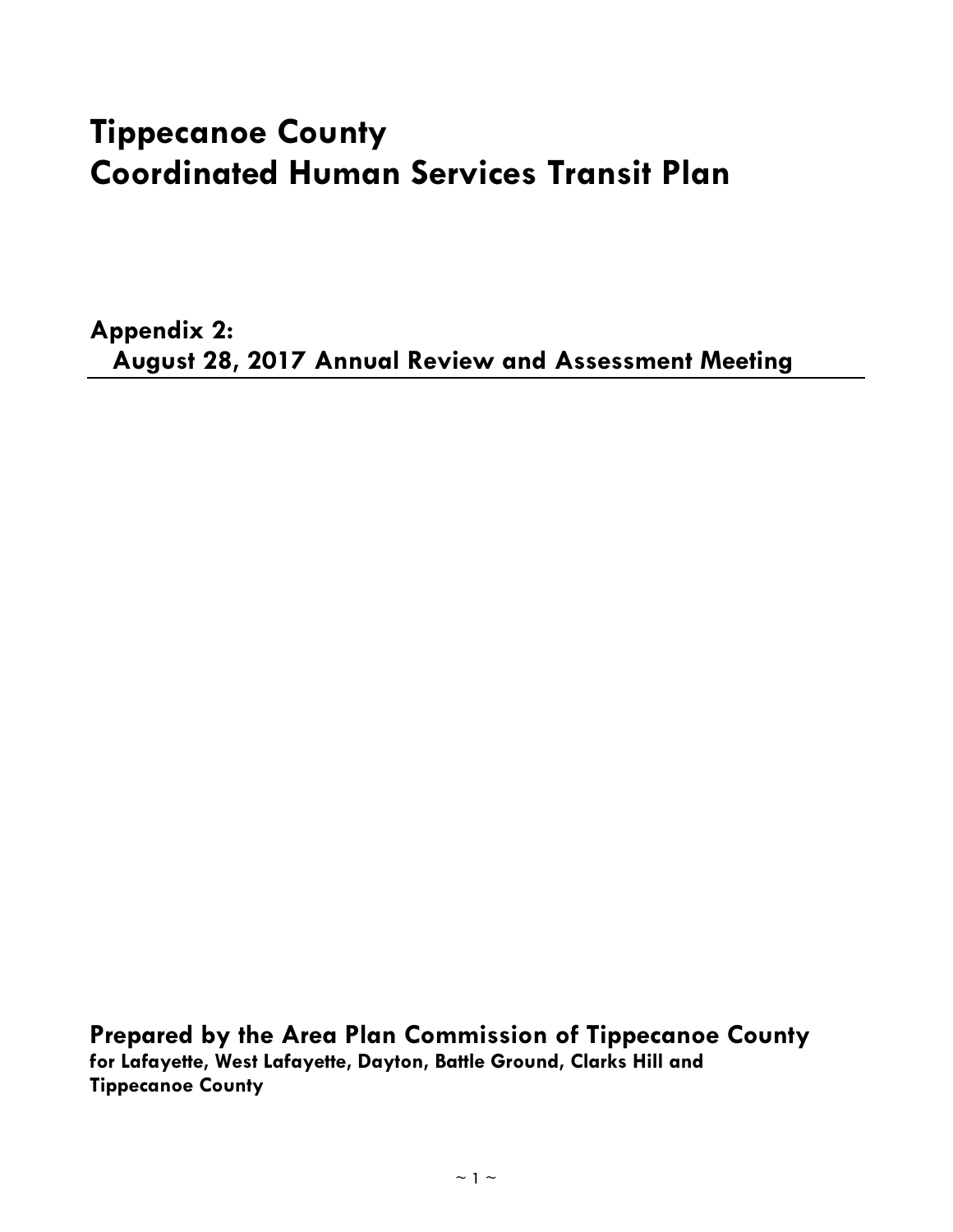# Tippecanoe County
# Coordinated Human Services Transit Plan

## Appendix 2:
## August 28, 2017 Annual Review and Assessment Meeting

**Prepared by the Area Plan Commission of Tippecanoe County**
**for Lafayette, West Lafayette, Dayton, Battle Ground, Clarks Hill and Tippecanoe County**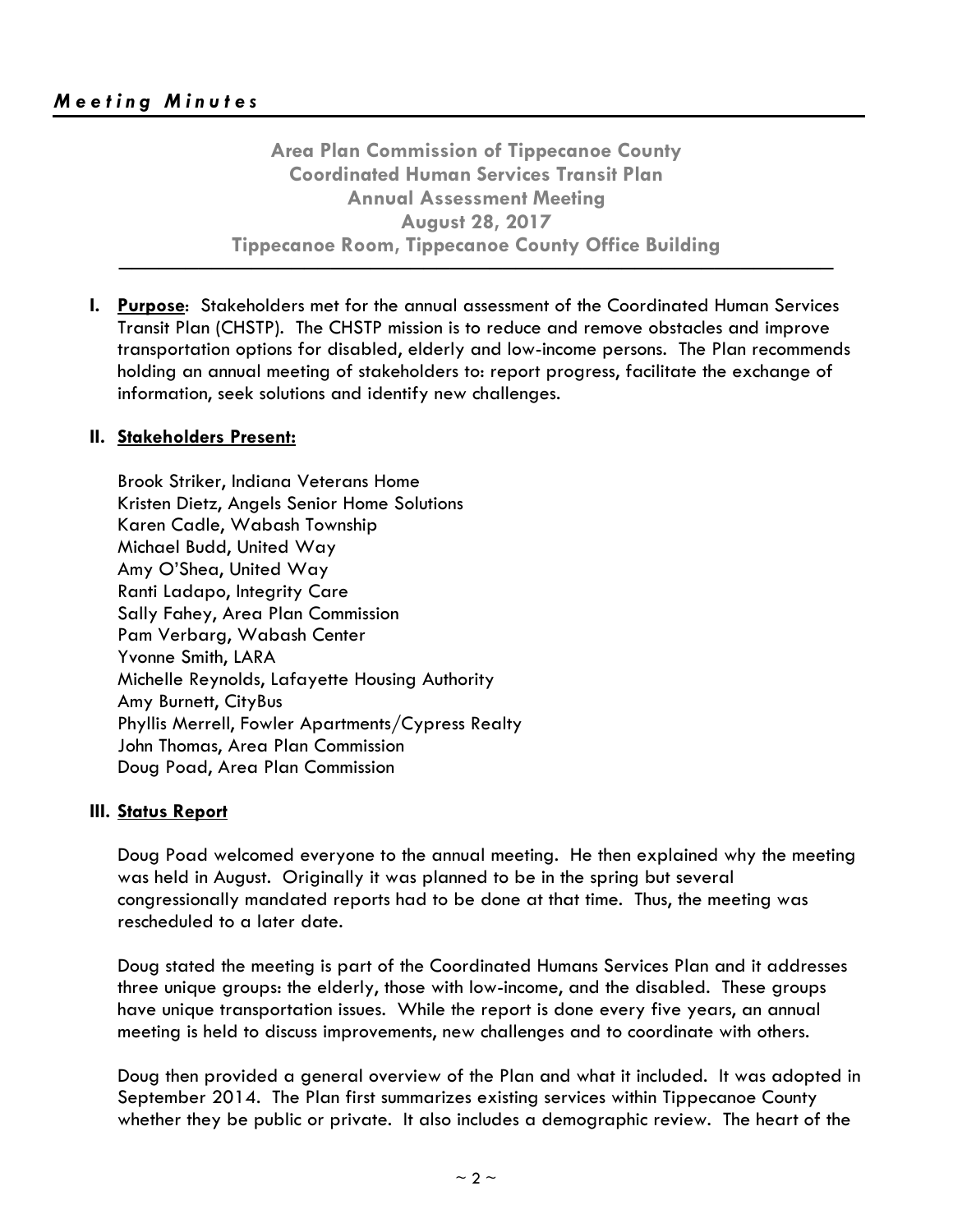## *Meeting Minutes*

**Area Plan Commission of Tippecanoe County**
**Coordinated Human Services Transit Plan**
**Annual Assessment Meeting**
**August 28, 2017**
**Tippecanoe Room, Tippecanoe County Office Building**

**I. Purpose**: Stakeholders met for the annual assessment of the Coordinated Human Services Transit Plan (CHSTP). The CHSTP mission is to reduce and remove obstacles and improve transportation options for disabled, elderly and low-income persons. The Plan recommends holding an annual meeting of stakeholders to: report progress, facilitate the exchange of information, seek solutions and identify new challenges.

**II. Stakeholders Present:**

Brook Striker, Indiana Veterans Home
Kristen Dietz, Angels Senior Home Solutions
Karen Cadle, Wabash Township
Michael Budd, United Way
Amy O'Shea, United Way
Ranti Ladapo, Integrity Care
Sally Fahey, Area Plan Commission
Pam Verbarg, Wabash Center
Yvonne Smith, LARA
Michelle Reynolds, Lafayette Housing Authority
Amy Burnett, CityBus
Phyllis Merrell, Fowler Apartments/Cypress Realty
John Thomas, Area Plan Commission
Doug Poad, Area Plan Commission

**III. Status Report**

Doug Poad welcomed everyone to the annual meeting. He then explained why the meeting was held in August. Originally it was planned to be in the spring but several congressionally mandated reports had to be done at that time. Thus, the meeting was rescheduled to a later date.

Doug stated the meeting is part of the Coordinated Humans Services Plan and it addresses three unique groups: the elderly, those with low-income, and the disabled. These groups have unique transportation issues. While the report is done every five years, an annual meeting is held to discuss improvements, new challenges and to coordinate with others.

Doug then provided a general overview of the Plan and what it included. It was adopted in September 2014. The Plan first summarizes existing services within Tippecanoe County whether they be public or private. It also includes a demographic review. The heart of the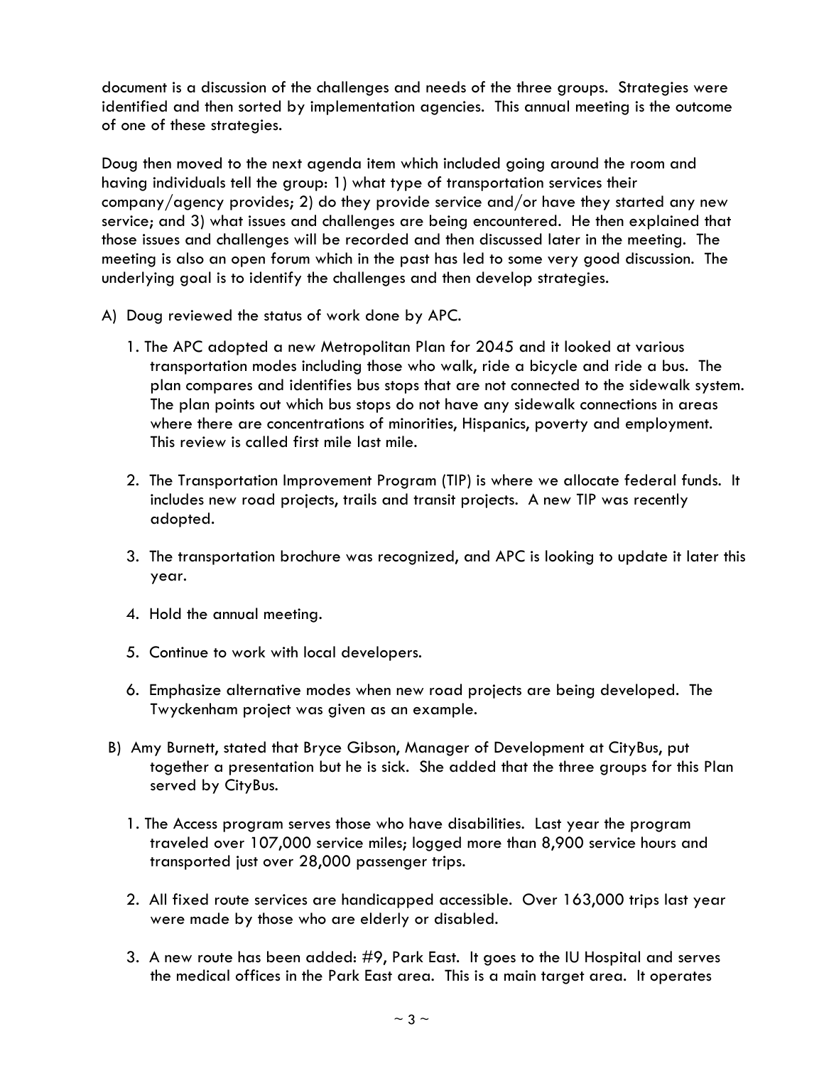document is a discussion of the challenges and needs of the three groups. Strategies were identified and then sorted by implementation agencies. This annual meeting is the outcome of one of these strategies.

Doug then moved to the next agenda item which included going around the room and having individuals tell the group: 1) what type of transportation services their company/agency provides; 2) do they provide service and/or have they started any new service; and 3) what issues and challenges are being encountered. He then explained that those issues and challenges will be recorded and then discussed later in the meeting. The meeting is also an open forum which in the past has led to some very good discussion. The underlying goal is to identify the challenges and then develop strategies.

A) Doug reviewed the status of work done by APC.

   1. The APC adopted a new Metropolitan Plan for 2045 and it looked at various transportation modes including those who walk, ride a bicycle and ride a bus. The plan compares and identifies bus stops that are not connected to the sidewalk system. The plan points out which bus stops do not have any sidewalk connections in areas where there are concentrations of minorities, Hispanics, poverty and employment. This review is called first mile last mile.

   2. The Transportation Improvement Program (TIP) is where we allocate federal funds. It includes new road projects, trails and transit projects. A new TIP was recently adopted.

   3. The transportation brochure was recognized, and APC is looking to update it later this year.

   4. Hold the annual meeting.

   5. Continue to work with local developers.

   6. Emphasize alternative modes when new road projects are being developed. The Twyckenham project was given as an example.

B) Amy Burnett, stated that Bryce Gibson, Manager of Development at CityBus, put together a presentation but he is sick. She added that the three groups for this Plan served by CityBus.

   1. The Access program serves those who have disabilities. Last year the program traveled over 107,000 service miles; logged more than 8,900 service hours and transported just over 28,000 passenger trips.

   2. All fixed route services are handicapped accessible. Over 163,000 trips last year were made by those who are elderly or disabled.

   3. A new route has been added: #9, Park East. It goes to the IU Hospital and serves the medical offices in the Park East area. This is a main target area. It operates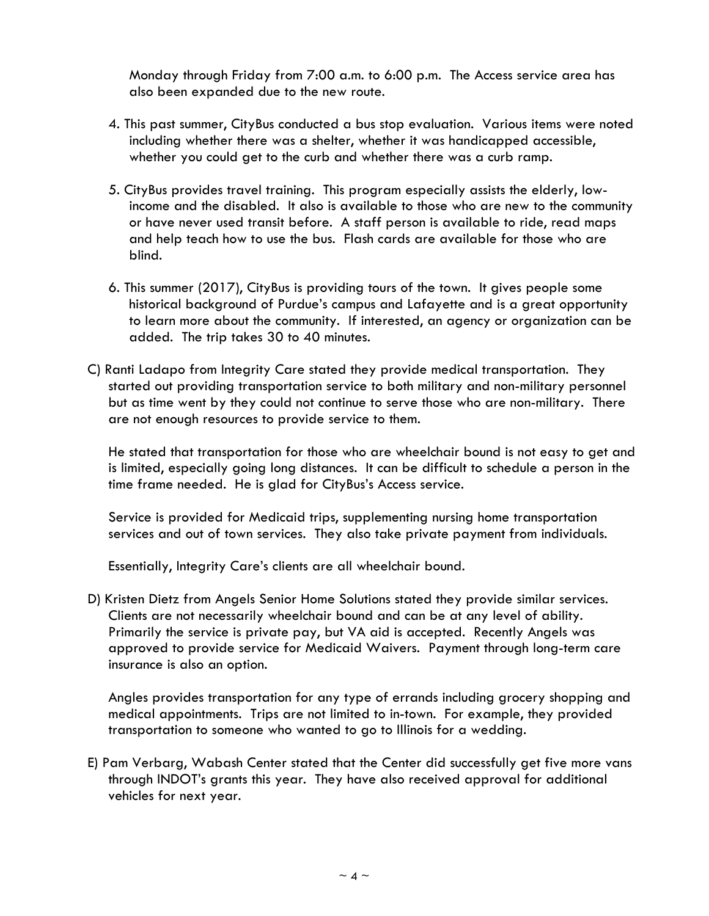Monday through Friday from 7:00 a.m. to 6:00 p.m. The Access service area has also been expanded due to the new route.

4. This past summer, CityBus conducted a bus stop evaluation. Various items were noted including whether there was a shelter, whether it was handicapped accessible, whether you could get to the curb and whether there was a curb ramp.

5. CityBus provides travel training. This program especially assists the elderly, low-income and the disabled. It also is available to those who are new to the community or have never used transit before. A staff person is available to ride, read maps and help teach how to use the bus. Flash cards are available for those who are blind.

6. This summer (2017), CityBus is providing tours of the town. It gives people some historical background of Purdue's campus and Lafayette and is a great opportunity to learn more about the community. If interested, an agency or organization can be added. The trip takes 30 to 40 minutes.

C) Ranti Ladapo from Integrity Care stated they provide medical transportation. They started out providing transportation service to both military and non-military personnel but as time went by they could not continue to serve those who are non-military. There are not enough resources to provide service to them.

He stated that transportation for those who are wheelchair bound is not easy to get and is limited, especially going long distances. It can be difficult to schedule a person in the time frame needed. He is glad for CityBus's Access service.

Service is provided for Medicaid trips, supplementing nursing home transportation services and out of town services. They also take private payment from individuals.

Essentially, Integrity Care's clients are all wheelchair bound.

D) Kristen Dietz from Angels Senior Home Solutions stated they provide similar services. Clients are not necessarily wheelchair bound and can be at any level of ability. Primarily the service is private pay, but VA aid is accepted. Recently Angels was approved to provide service for Medicaid Waivers. Payment through long-term care insurance is also an option.

Angles provides transportation for any type of errands including grocery shopping and medical appointments. Trips are not limited to in-town. For example, they provided transportation to someone who wanted to go to Illinois for a wedding.

E) Pam Verbarg, Wabash Center stated that the Center did successfully get five more vans through INDOT's grants this year. They have also received approval for additional vehicles for next year.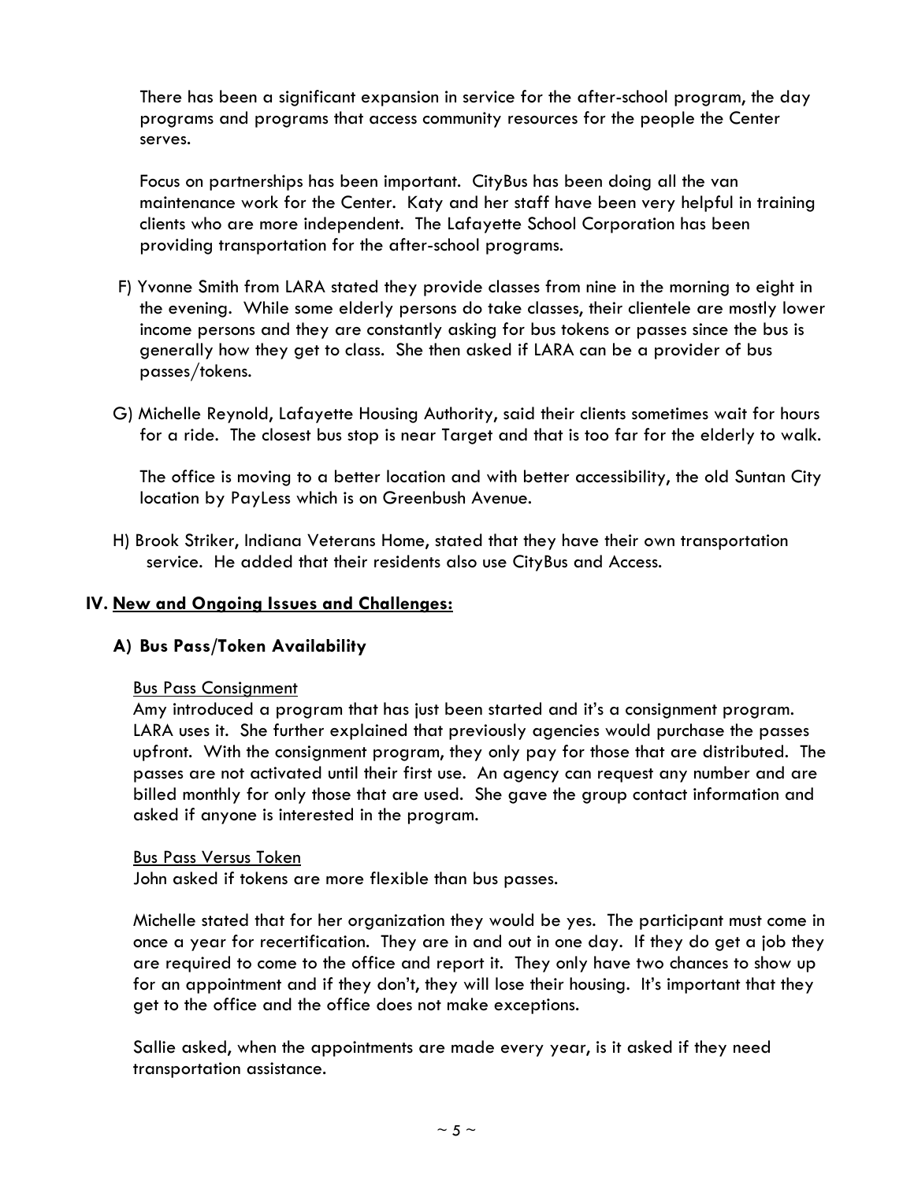There has been a significant expansion in service for the after-school program, the day programs and programs that access community resources for the people the Center serves.

Focus on partnerships has been important. CityBus has been doing all the van maintenance work for the Center. Katy and her staff have been very helpful in training clients who are more independent. The Lafayette School Corporation has been providing transportation for the after-school programs.

F) Yvonne Smith from LARA stated they provide classes from nine in the morning to eight in the evening. While some elderly persons do take classes, their clientele are mostly lower income persons and they are constantly asking for bus tokens or passes since the bus is generally how they get to class. She then asked if LARA can be a provider of bus passes/tokens.

G) Michelle Reynold, Lafayette Housing Authority, said their clients sometimes wait for hours for a ride. The closest bus stop is near Target and that is too far for the elderly to walk.

The office is moving to a better location and with better accessibility, the old Suntan City location by PayLess which is on Greenbush Avenue.

H) Brook Striker, Indiana Veterans Home, stated that they have their own transportation service. He added that their residents also use CityBus and Access.

## IV. New and Ongoing Issues and Challenges:

### A) Bus Pass/Token Availability

Bus Pass Consignment

Amy introduced a program that has just been started and it's a consignment program. LARA uses it. She further explained that previously agencies would purchase the passes upfront. With the consignment program, they only pay for those that are distributed. The passes are not activated until their first use. An agency can request any number and are billed monthly for only those that are used. She gave the group contact information and asked if anyone is interested in the program.

Bus Pass Versus Token

John asked if tokens are more flexible than bus passes.

Michelle stated that for her organization they would be yes. The participant must come in once a year for recertification. They are in and out in one day. If they do get a job they are required to come to the office and report it. They only have two chances to show up for an appointment and if they don't, they will lose their housing. It's important that they get to the office and the office does not make exceptions.

Sallie asked, when the appointments are made every year, is it asked if they need transportation assistance.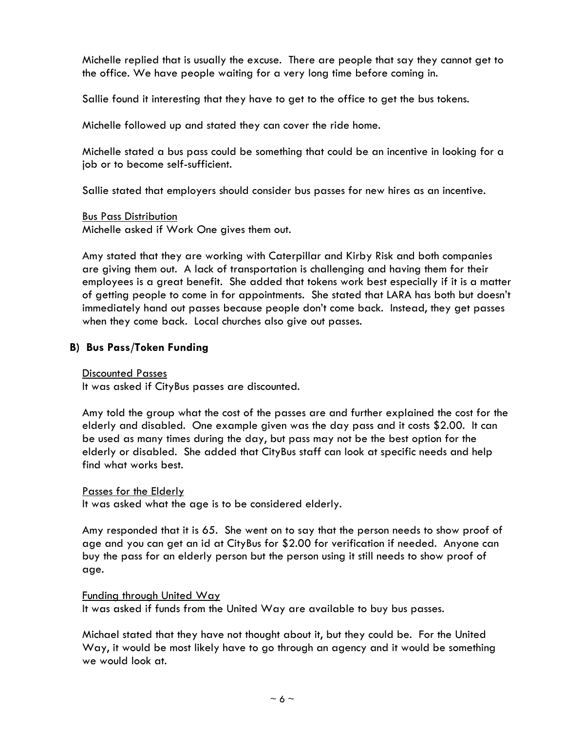Michelle replied that is usually the excuse. There are people that say they cannot get to the office. We have people waiting for a very long time before coming in.

Sallie found it interesting that they have to get to the office to get the bus tokens.

Michelle followed up and stated they can cover the ride home.

Michelle stated a bus pass could be something that could be an incentive in looking for a job or to become self-sufficient.

Sallie stated that employers should consider bus passes for new hires as an incentive.

Bus Pass Distribution

Michelle asked if Work One gives them out.

Amy stated that they are working with Caterpillar and Kirby Risk and both companies are giving them out. A lack of transportation is challenging and having them for their employees is a great benefit. She added that tokens work best especially if it is a matter of getting people to come in for appointments. She stated that LARA has both but doesn't immediately hand out passes because people don't come back. Instead, they get passes when they come back. Local churches also give out passes.

**B) Bus Pass/Token Funding**

Discounted Passes

It was asked if CityBus passes are discounted.

Amy told the group what the cost of the passes are and further explained the cost for the elderly and disabled. One example given was the day pass and it costs $2.00. It can be used as many times during the day, but pass may not be the best option for the elderly or disabled. She added that CityBus staff can look at specific needs and help find what works best.

Passes for the Elderly

It was asked what the age is to be considered elderly.

Amy responded that it is 65. She went on to say that the person needs to show proof of age and you can get an id at CityBus for $2.00 for verification if needed. Anyone can buy the pass for an elderly person but the person using it still needs to show proof of age.

Funding through United Way

It was asked if funds from the United Way are available to buy bus passes.

Michael stated that they have not thought about it, but they could be. For the United Way, it would be most likely have to go through an agency and it would be something we would look at.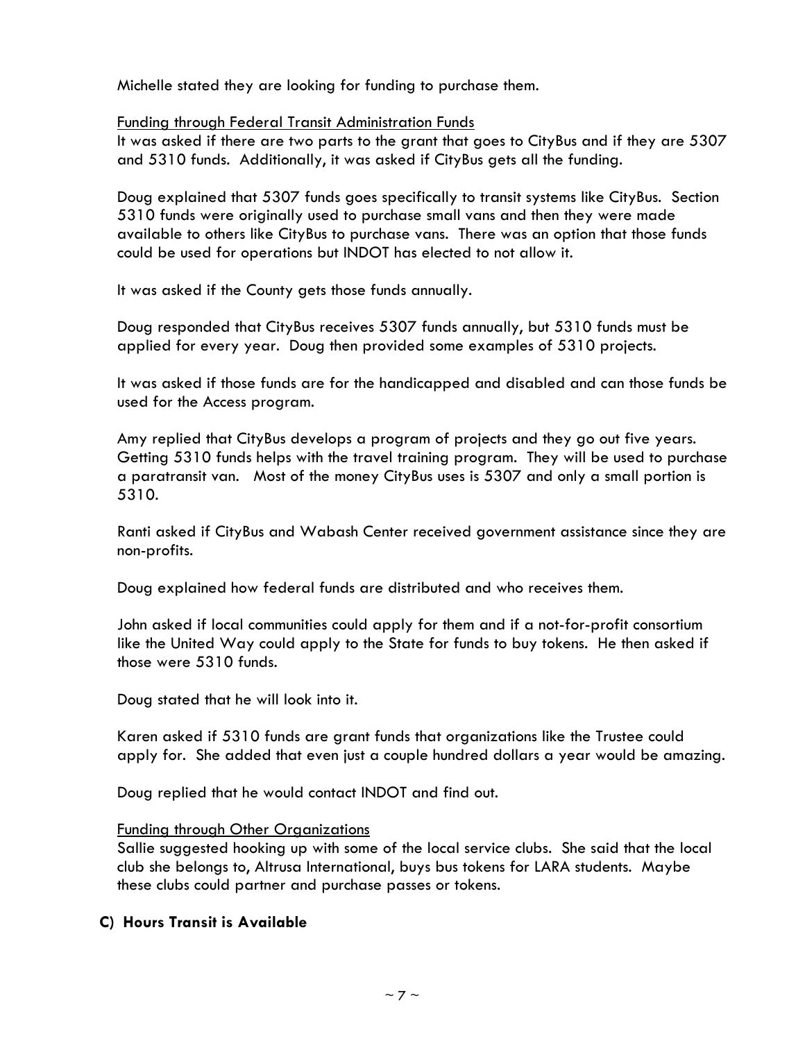Michelle stated they are looking for funding to purchase them.

Funding through Federal Transit Administration Funds

It was asked if there are two parts to the grant that goes to CityBus and if they are 5307 and 5310 funds. Additionally, it was asked if CityBus gets all the funding.

Doug explained that 5307 funds goes specifically to transit systems like CityBus. Section 5310 funds were originally used to purchase small vans and then they were made available to others like CityBus to purchase vans. There was an option that those funds could be used for operations but INDOT has elected to not allow it.

It was asked if the County gets those funds annually.

Doug responded that CityBus receives 5307 funds annually, but 5310 funds must be applied for every year. Doug then provided some examples of 5310 projects.

It was asked if those funds are for the handicapped and disabled and can those funds be used for the Access program.

Amy replied that CityBus develops a program of projects and they go out five years. Getting 5310 funds helps with the travel training program. They will be used to purchase a paratransit van. Most of the money CityBus uses is 5307 and only a small portion is 5310.

Ranti asked if CityBus and Wabash Center received government assistance since they are non-profits.

Doug explained how federal funds are distributed and who receives them.

John asked if local communities could apply for them and if a not-for-profit consortium like the United Way could apply to the State for funds to buy tokens. He then asked if those were 5310 funds.

Doug stated that he will look into it.

Karen asked if 5310 funds are grant funds that organizations like the Trustee could apply for. She added that even just a couple hundred dollars a year would be amazing.

Doug replied that he would contact INDOT and find out.

Funding through Other Organizations

Sallie suggested hooking up with some of the local service clubs. She said that the local club she belongs to, Altrusa International, buys bus tokens for LARA students. Maybe these clubs could partner and purchase passes or tokens.

**C) Hours Transit is Available**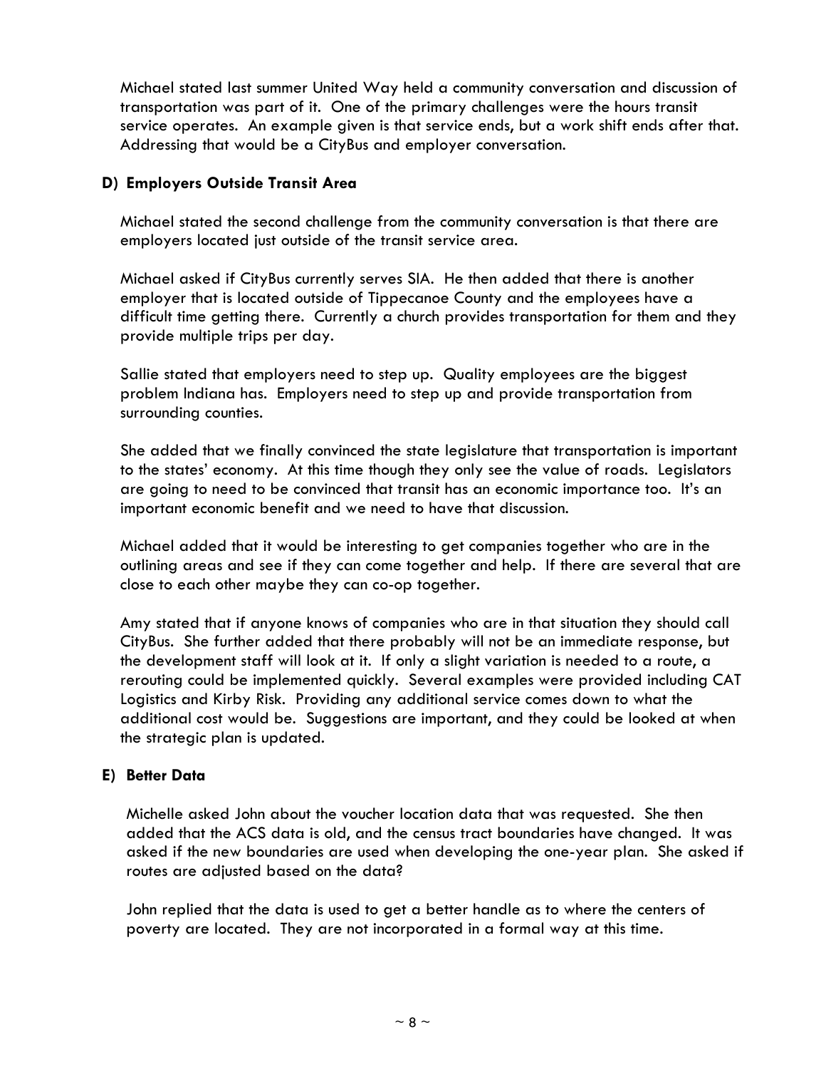Michael stated last summer United Way held a community conversation and discussion of transportation was part of it. One of the primary challenges were the hours transit service operates. An example given is that service ends, but a work shift ends after that. Addressing that would be a CityBus and employer conversation.

### D) Employers Outside Transit Area

Michael stated the second challenge from the community conversation is that there are employers located just outside of the transit service area.

Michael asked if CityBus currently serves SIA. He then added that there is another employer that is located outside of Tippecanoe County and the employees have a difficult time getting there. Currently a church provides transportation for them and they provide multiple trips per day.

Sallie stated that employers need to step up. Quality employees are the biggest problem Indiana has. Employers need to step up and provide transportation from surrounding counties.

She added that we finally convinced the state legislature that transportation is important to the states' economy. At this time though they only see the value of roads. Legislators are going to need to be convinced that transit has an economic importance too. It's an important economic benefit and we need to have that discussion.

Michael added that it would be interesting to get companies together who are in the outlining areas and see if they can come together and help. If there are several that are close to each other maybe they can co-op together.

Amy stated that if anyone knows of companies who are in that situation they should call CityBus. She further added that there probably will not be an immediate response, but the development staff will look at it. If only a slight variation is needed to a route, a rerouting could be implemented quickly. Several examples were provided including CAT Logistics and Kirby Risk. Providing any additional service comes down to what the additional cost would be. Suggestions are important, and they could be looked at when the strategic plan is updated.

### E) Better Data

Michelle asked John about the voucher location data that was requested. She then added that the ACS data is old, and the census tract boundaries have changed. It was asked if the new boundaries are used when developing the one-year plan. She asked if routes are adjusted based on the data?

John replied that the data is used to get a better handle as to where the centers of poverty are located. They are not incorporated in a formal way at this time.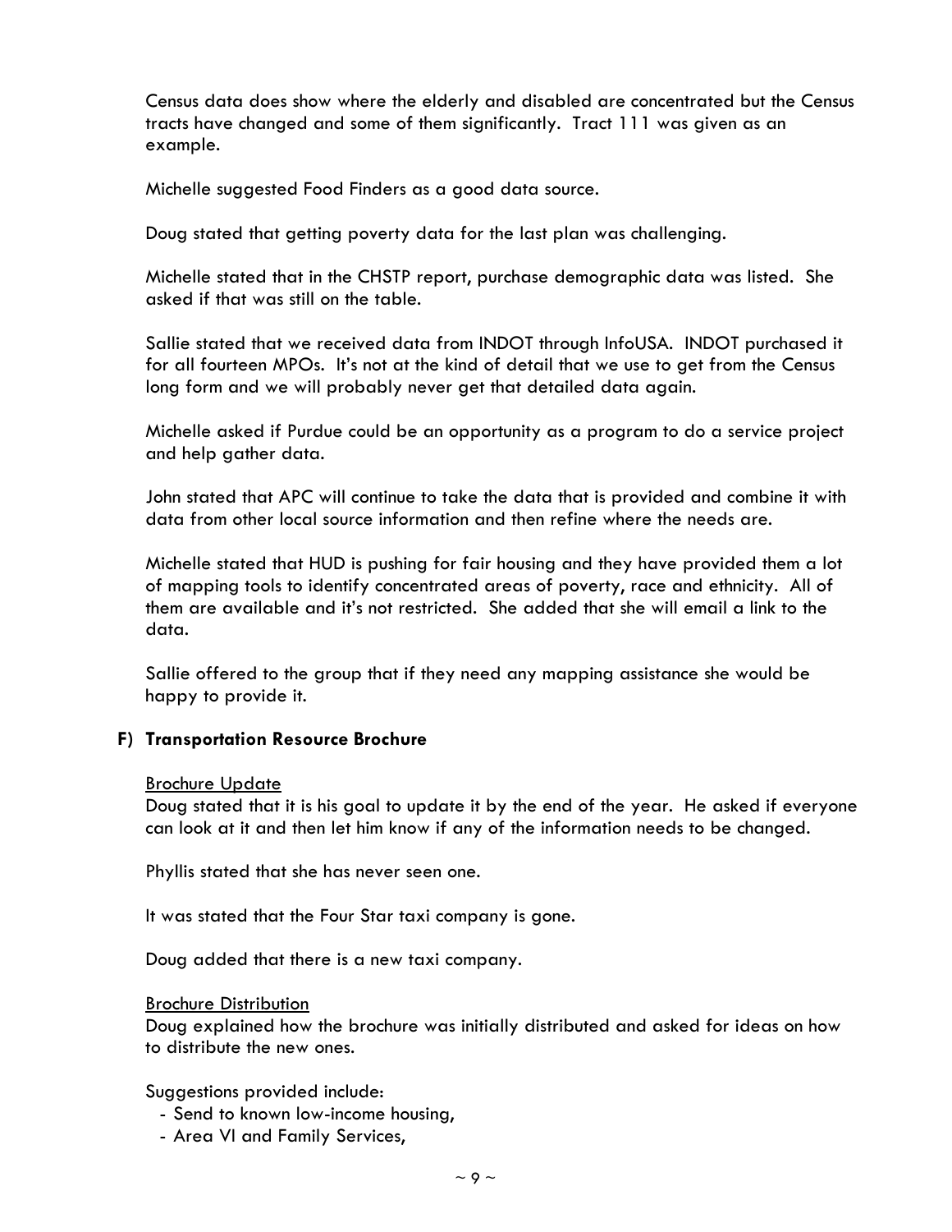Census data does show where the elderly and disabled are concentrated but the Census tracts have changed and some of them significantly. Tract 111 was given as an example.

Michelle suggested Food Finders as a good data source.

Doug stated that getting poverty data for the last plan was challenging.

Michelle stated that in the CHSTP report, purchase demographic data was listed. She asked if that was still on the table.

Sallie stated that we received data from INDOT through InfoUSA. INDOT purchased it for all fourteen MPOs. It's not at the kind of detail that we use to get from the Census long form and we will probably never get that detailed data again.

Michelle asked if Purdue could be an opportunity as a program to do a service project and help gather data.

John stated that APC will continue to take the data that is provided and combine it with data from other local source information and then refine where the needs are.

Michelle stated that HUD is pushing for fair housing and they have provided them a lot of mapping tools to identify concentrated areas of poverty, race and ethnicity. All of them are available and it's not restricted. She added that she will email a link to the data.

Sallie offered to the group that if they need any mapping assistance she would be happy to provide it.

**F) Transportation Resource Brochure**

Brochure Update

Doug stated that it is his goal to update it by the end of the year. He asked if everyone can look at it and then let him know if any of the information needs to be changed.

Phyllis stated that she has never seen one.

It was stated that the Four Star taxi company is gone.

Doug added that there is a new taxi company.

Brochure Distribution

Doug explained how the brochure was initially distributed and asked for ideas on how to distribute the new ones.

Suggestions provided include:

- Send to known low-income housing,
- Area VI and Family Services,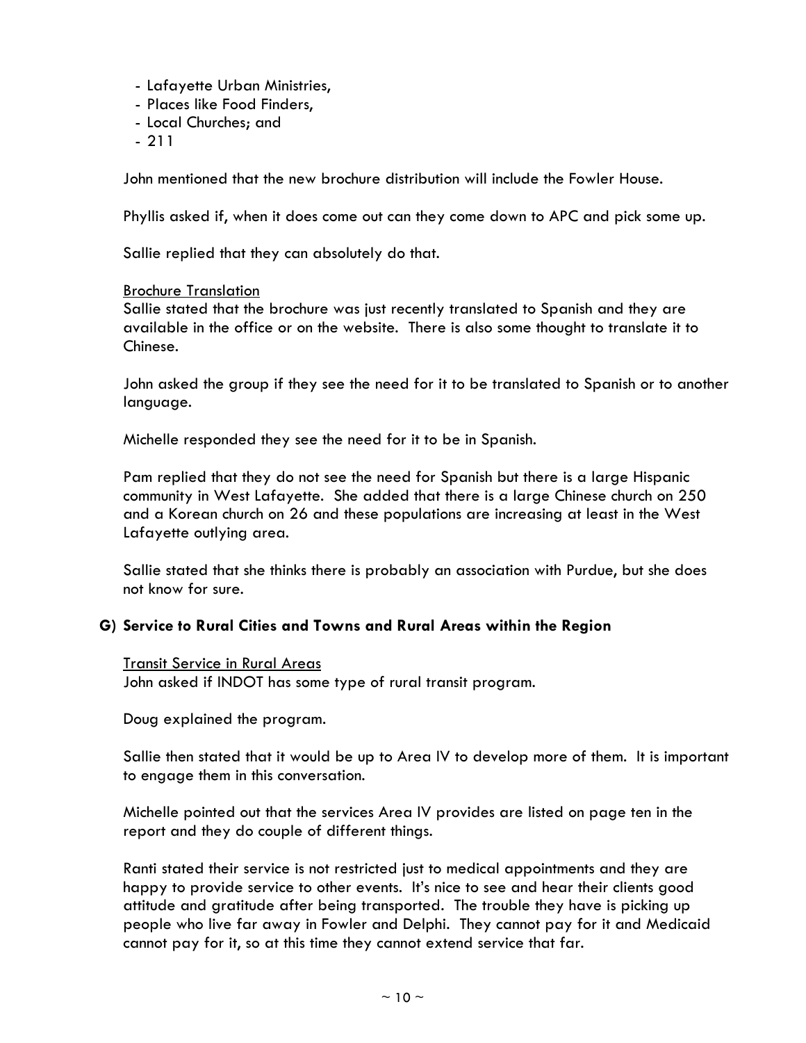- Lafayette Urban Ministries,
- Places like Food Finders,
- Local Churches; and
- 211

John mentioned that the new brochure distribution will include the Fowler House.

Phyllis asked if, when it does come out can they come down to APC and pick some up.

Sallie replied that they can absolutely do that.

Brochure Translation

Sallie stated that the brochure was just recently translated to Spanish and they are available in the office or on the website. There is also some thought to translate it to Chinese.

John asked the group if they see the need for it to be translated to Spanish or to another language.

Michelle responded they see the need for it to be in Spanish.

Pam replied that they do not see the need for Spanish but there is a large Hispanic community in West Lafayette. She added that there is a large Chinese church on 250 and a Korean church on 26 and these populations are increasing at least in the West Lafayette outlying area.

Sallie stated that she thinks there is probably an association with Purdue, but she does not know for sure.

### G) Service to Rural Cities and Towns and Rural Areas within the Region

Transit Service in Rural Areas

John asked if INDOT has some type of rural transit program.

Doug explained the program.

Sallie then stated that it would be up to Area IV to develop more of them. It is important to engage them in this conversation.

Michelle pointed out that the services Area IV provides are listed on page ten in the report and they do couple of different things.

Ranti stated their service is not restricted just to medical appointments and they are happy to provide service to other events. It's nice to see and hear their clients good attitude and gratitude after being transported. The trouble they have is picking up people who live far away in Fowler and Delphi. They cannot pay for it and Medicaid cannot pay for it, so at this time they cannot extend service that far.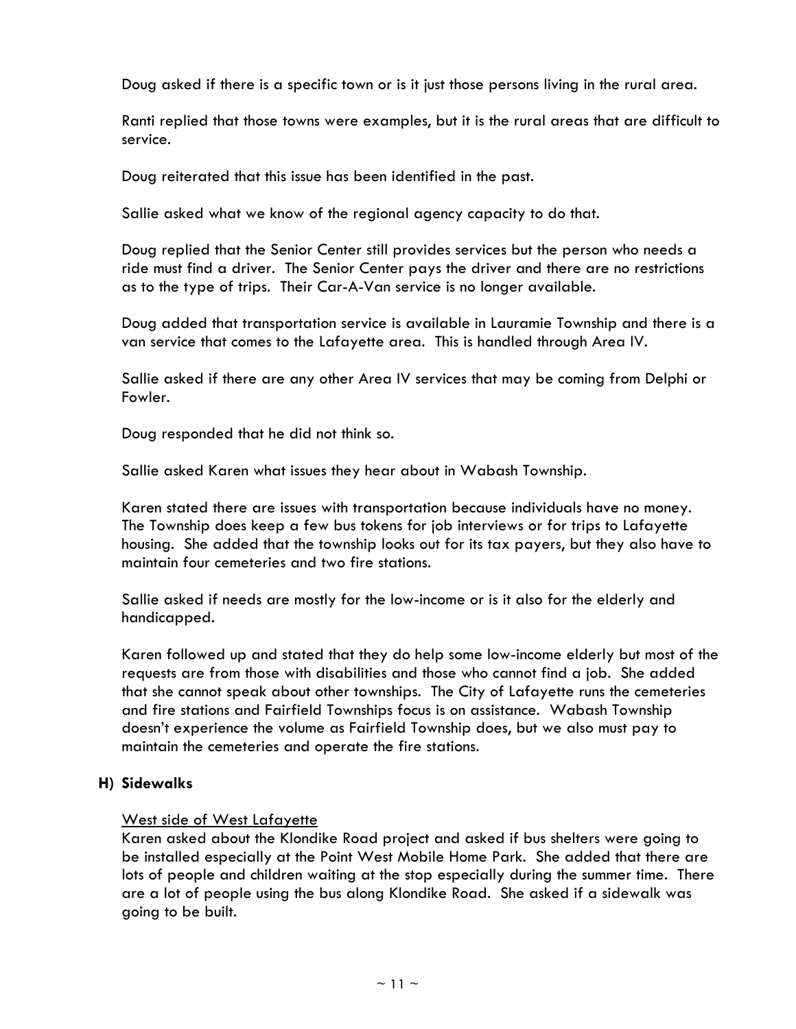Doug asked if there is a specific town or is it just those persons living in the rural area.

Ranti replied that those towns were examples, but it is the rural areas that are difficult to service.

Doug reiterated that this issue has been identified in the past.

Sallie asked what we know of the regional agency capacity to do that.

Doug replied that the Senior Center still provides services but the person who needs a ride must find a driver. The Senior Center pays the driver and there are no restrictions as to the type of trips. Their Car-A-Van service is no longer available.

Doug added that transportation service is available in Lauramie Township and there is a van service that comes to the Lafayette area. This is handled through Area IV.

Sallie asked if there are any other Area IV services that may be coming from Delphi or Fowler.

Doug responded that he did not think so.

Sallie asked Karen what issues they hear about in Wabash Township.

Karen stated there are issues with transportation because individuals have no money. The Township does keep a few bus tokens for job interviews or for trips to Lafayette housing. She added that the township looks out for its tax payers, but they also have to maintain four cemeteries and two fire stations.

Sallie asked if needs are mostly for the low-income or is it also for the elderly and handicapped.

Karen followed up and stated that they do help some low-income elderly but most of the requests are from those with disabilities and those who cannot find a job. She added that she cannot speak about other townships. The City of Lafayette runs the cemeteries and fire stations and Fairfield Townships focus is on assistance. Wabash Township doesn't experience the volume as Fairfield Township does, but we also must pay to maintain the cemeteries and operate the fire stations.

## H) Sidewalks

West side of West Lafayette

Karen asked about the Klondike Road project and asked if bus shelters were going to be installed especially at the Point West Mobile Home Park. She added that there are lots of people and children waiting at the stop especially during the summer time. There are a lot of people using the bus along Klondike Road. She asked if a sidewalk was going to be built.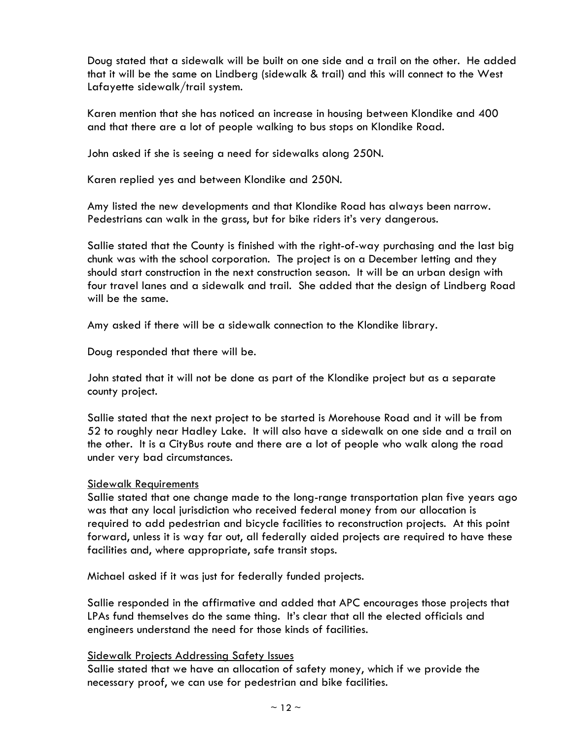Doug stated that a sidewalk will be built on one side and a trail on the other. He added that it will be the same on Lindberg (sidewalk & trail) and this will connect to the West Lafayette sidewalk/trail system.

Karen mention that she has noticed an increase in housing between Klondike and 400 and that there are a lot of people walking to bus stops on Klondike Road.

John asked if she is seeing a need for sidewalks along 250N.

Karen replied yes and between Klondike and 250N.

Amy listed the new developments and that Klondike Road has always been narrow. Pedestrians can walk in the grass, but for bike riders it's very dangerous.

Sallie stated that the County is finished with the right-of-way purchasing and the last big chunk was with the school corporation. The project is on a December letting and they should start construction in the next construction season. It will be an urban design with four travel lanes and a sidewalk and trail. She added that the design of Lindberg Road will be the same.

Amy asked if there will be a sidewalk connection to the Klondike library.

Doug responded that there will be.

John stated that it will not be done as part of the Klondike project but as a separate county project.

Sallie stated that the next project to be started is Morehouse Road and it will be from 52 to roughly near Hadley Lake. It will also have a sidewalk on one side and a trail on the other. It is a CityBus route and there are a lot of people who walk along the road under very bad circumstances.

Sidewalk Requirements

Sallie stated that one change made to the long-range transportation plan five years ago was that any local jurisdiction who received federal money from our allocation is required to add pedestrian and bicycle facilities to reconstruction projects. At this point forward, unless it is way far out, all federally aided projects are required to have these facilities and, where appropriate, safe transit stops.

Michael asked if it was just for federally funded projects.

Sallie responded in the affirmative and added that APC encourages those projects that LPAs fund themselves do the same thing. It's clear that all the elected officials and engineers understand the need for those kinds of facilities.

Sidewalk Projects Addressing Safety Issues

Sallie stated that we have an allocation of safety money, which if we provide the necessary proof, we can use for pedestrian and bike facilities.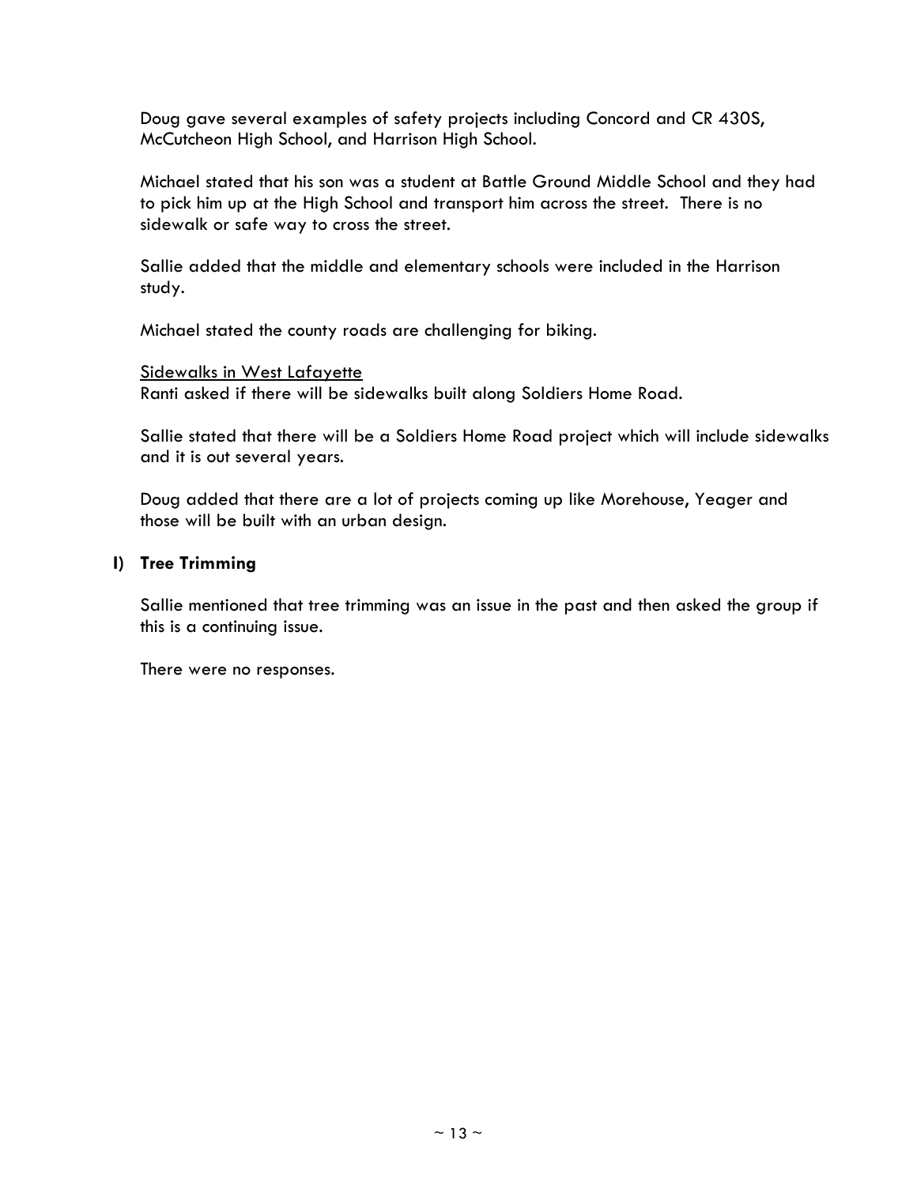Doug gave several examples of safety projects including Concord and CR 430S, McCutcheon High School, and Harrison High School.

Michael stated that his son was a student at Battle Ground Middle School and they had to pick him up at the High School and transport him across the street.  There is no sidewalk or safe way to cross the street.

Sallie added that the middle and elementary schools were included in the Harrison study.

Michael stated the county roads are challenging for biking.

<u>Sidewalks in West Lafayette</u>

Ranti asked if there will be sidewalks built along Soldiers Home Road.

Sallie stated that there will be a Soldiers Home Road project which will include sidewalks and it is out several years.

Doug added that there are a lot of projects coming up like Morehouse, Yeager and those will be built with an urban design.

**I) Tree Trimming**

Sallie mentioned that tree trimming was an issue in the past and then asked the group if this is a continuing issue.

There were no responses.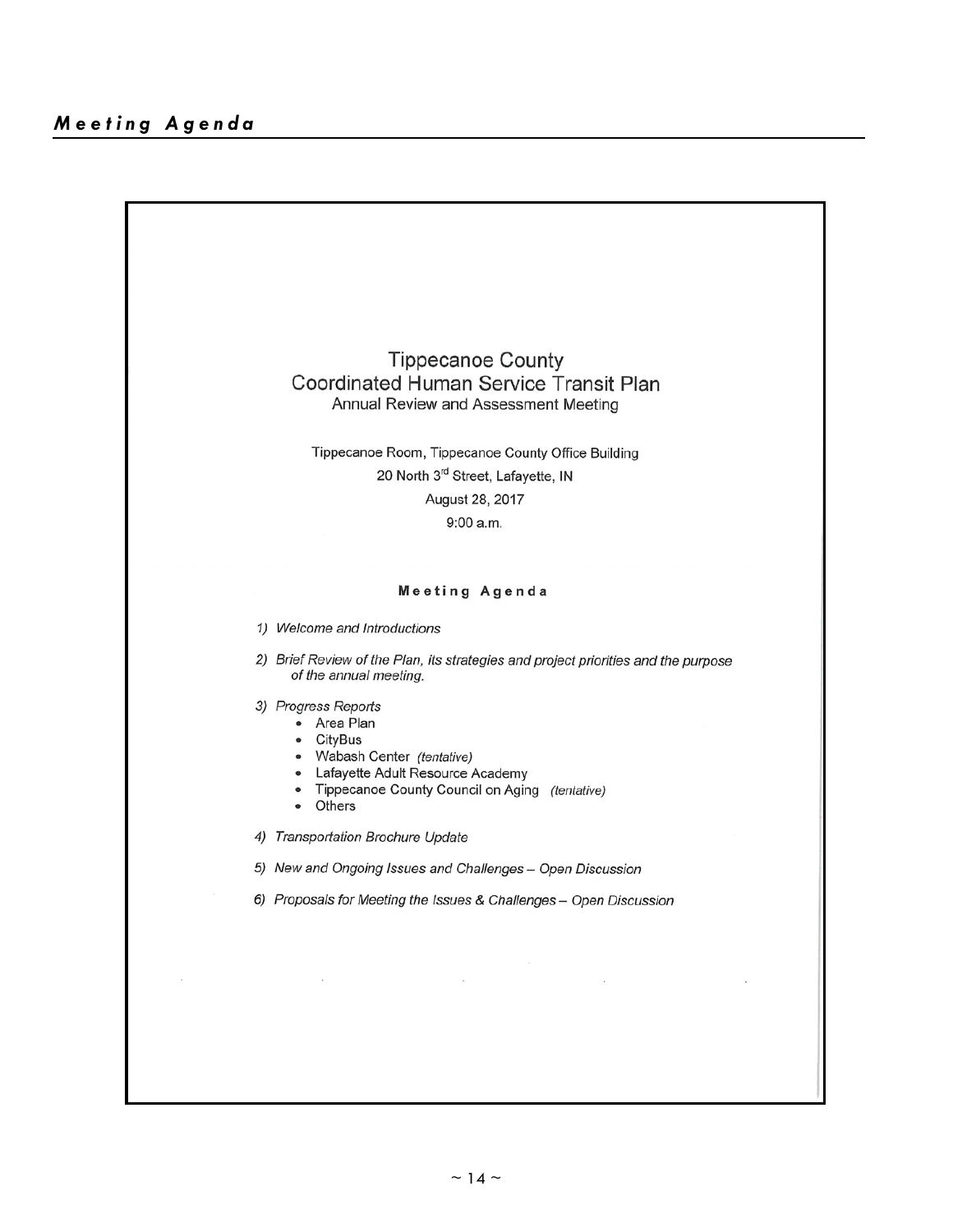## *Meeting Agenda*

# Tippecanoe County
## Coordinated Human Service Transit Plan
### Annual Review and Assessment Meeting

Tippecanoe Room, Tippecanoe County Office Building

20 North 3rd Street, Lafayette, IN

August 28, 2017

9:00 a.m.

### Meeting Agenda

1) *Welcome and Introductions*
2) *Brief Review of the Plan, its strategies and project priorities and the purpose of the annual meeting.*
3) *Progress Reports*
    - Area Plan
    - CityBus
    - Wabash Center *(tentative)*
    - Lafayette Adult Resource Academy
    - Tippecanoe County Council on Aging *(tentative)*
    - Others
4) *Transportation Brochure Update*
5) *New and Ongoing Issues and Challenges – Open Discussion*
6) *Proposals for Meeting the Issues & Challenges – Open Discussion*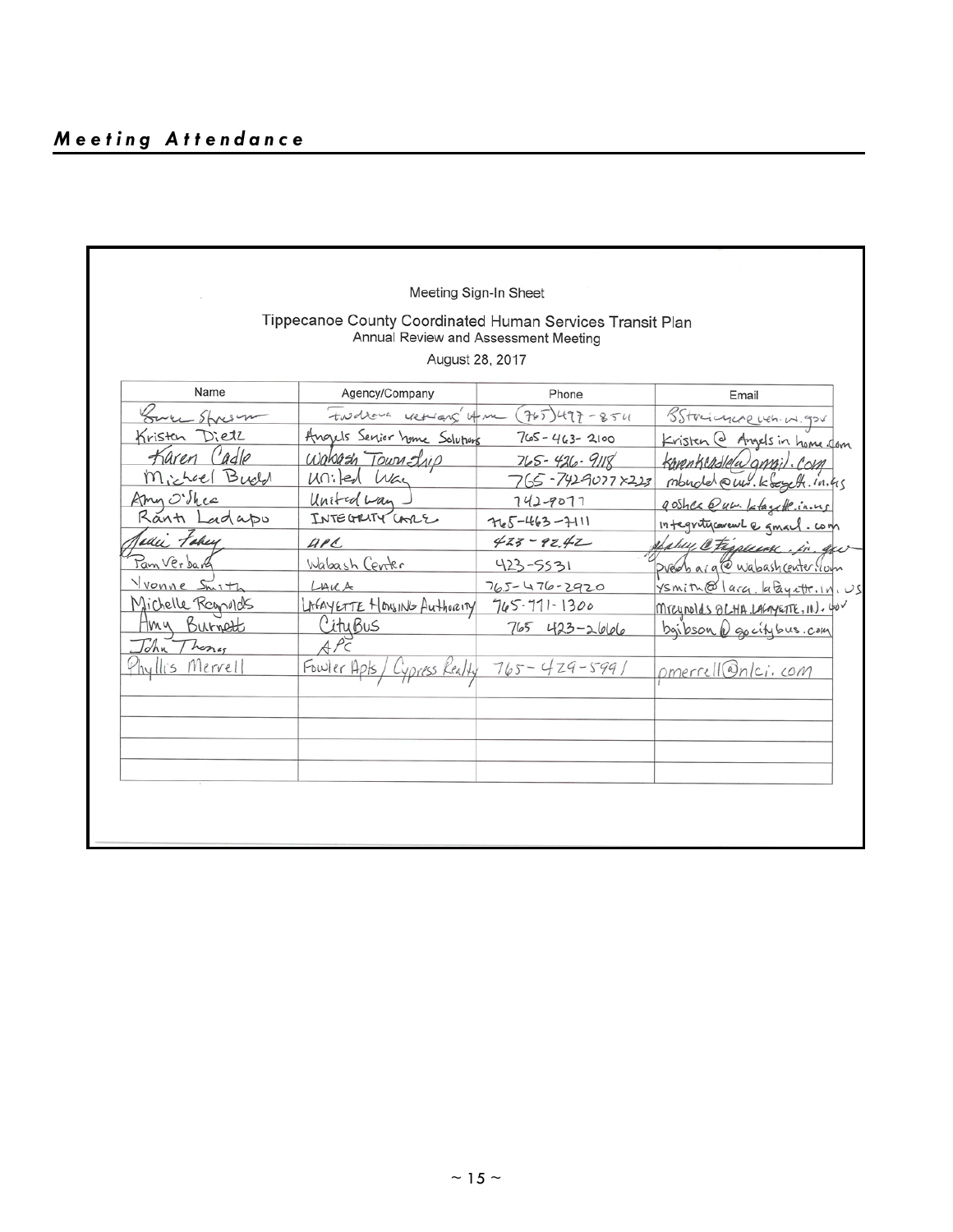## *Meeting Attendance*

Meeting Sign-In Sheet

Tippecanoe County Coordinated Human Services Transit Plan
Annual Review and Assessment Meeting
August 28, 2017

| Name | Agency/Company | Phone | Email |
|---|---|---|---|
| Bruce Stresser | Fowler Veterans' Home | (765)497-8511 | BStresser@ven.in.gov |
| Kristen Dietz | Angels Senior home Solutions | 765-463-2100 | Kristen@Angelsinhome.com |
| Karen Cadle | Wabash Township | 765-426-9118 | karenkcadle@gmail.com |
| Michael Budd | United Way | 765-742-9077 x223 | mbudd@uw.lafayette.in.us |
| Amy O'Shea | United Way | 742-9077 | aoshea@uw.lafayette.in.us |
| Ranti Ladapo | INTEGRITY CARE | 765-463-7111 | integritycarewl@gmail.com |
| Jodi Fahey | APC | 423-9242 | jfahey@tippecanoe.in.gov |
| Pam Verbarg | Wabash Center | 423-5531 | pverbarg@wabashcenter.com |
| Yvonne Smith | LARA | 765-476-2920 | ysmith@lara.lafayette.in.us |
| Michelle Reynolds | LAFAYETTE HOUSING Authority | 765-771-1300 | mreynolds@LHA.LAFAYETTE.IN.GOV |
| Amy Burnett | CityBus | 765 423-2666 | bgibson@gocitybus.com |
| John Thomas | APC | | |
| Phyllis Merrell | Fowler Apts / Cypress Realty | 765-429-5991 | pmerrell@nlci.com |
| | | | |
| | | | |
| | | | |
| | | | |
| | | | |